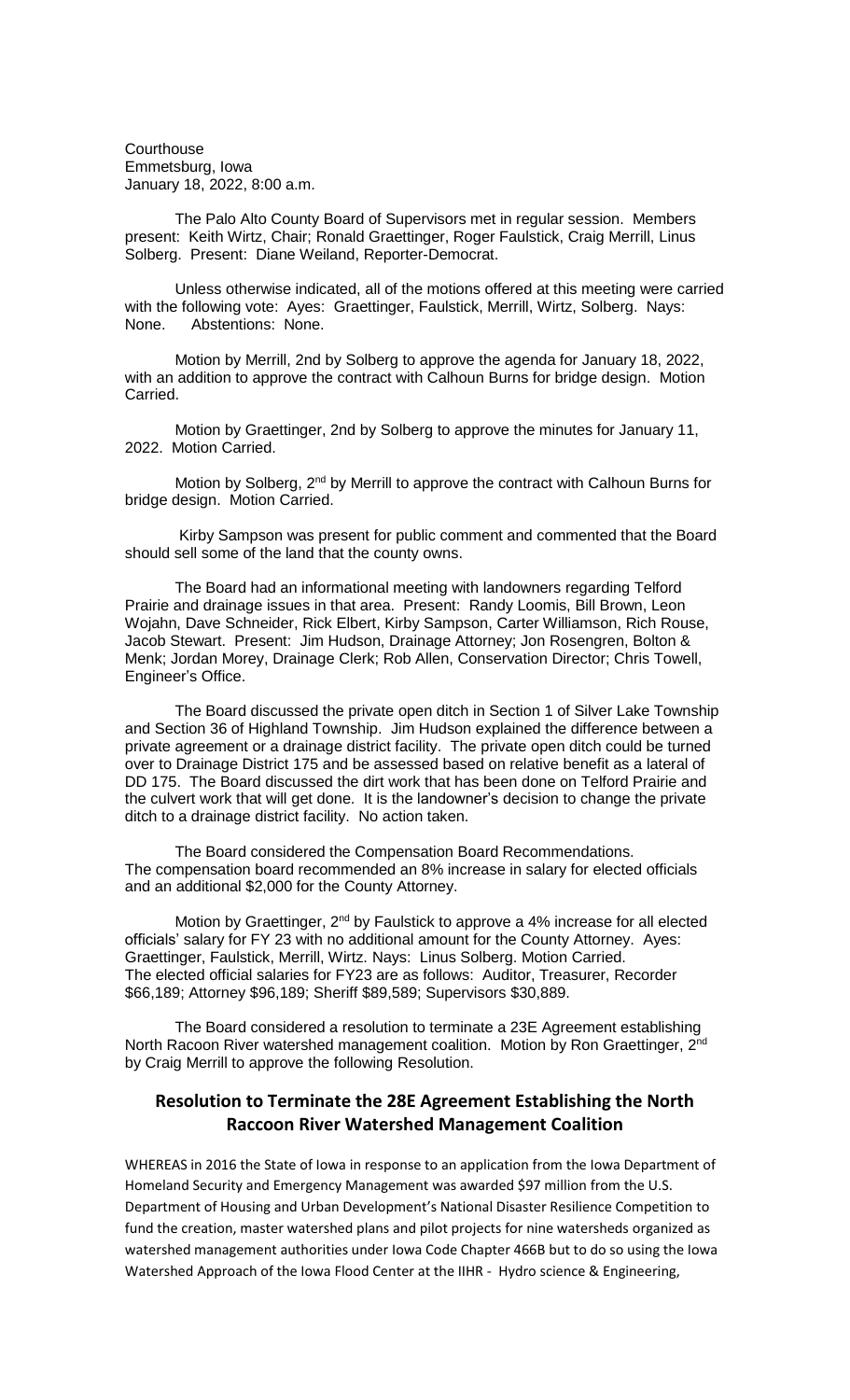Courthouse
Emmetsburg, Iowa
January 18, 2022, 8:00 a.m.

The Palo Alto County Board of Supervisors met in regular session. Members present: Keith Wirtz, Chair; Ronald Graettinger, Roger Faulstick, Craig Merrill, Linus Solberg. Present: Diane Weiland, Reporter-Democrat.

Unless otherwise indicated, all of the motions offered at this meeting were carried with the following vote: Ayes: Graettinger, Faulstick, Merrill, Wirtz, Solberg. Nays: None. Abstentions: None.

Motion by Merrill, 2nd by Solberg to approve the agenda for January 18, 2022, with an addition to approve the contract with Calhoun Burns for bridge design. Motion Carried.

Motion by Graettinger, 2nd by Solberg to approve the minutes for January 11, 2022. Motion Carried.

Motion by Solberg, 2nd by Merrill to approve the contract with Calhoun Burns for bridge design. Motion Carried.

Kirby Sampson was present for public comment and commented that the Board should sell some of the land that the county owns.

The Board had an informational meeting with landowners regarding Telford Prairie and drainage issues in that area. Present: Randy Loomis, Bill Brown, Leon Wojahn, Dave Schneider, Rick Elbert, Kirby Sampson, Carter Williamson, Rich Rouse, Jacob Stewart. Present: Jim Hudson, Drainage Attorney; Jon Rosengren, Bolton & Menk; Jordan Morey, Drainage Clerk; Rob Allen, Conservation Director; Chris Towell, Engineer's Office.

The Board discussed the private open ditch in Section 1 of Silver Lake Township and Section 36 of Highland Township. Jim Hudson explained the difference between a private agreement or a drainage district facility. The private open ditch could be turned over to Drainage District 175 and be assessed based on relative benefit as a lateral of DD 175. The Board discussed the dirt work that has been done on Telford Prairie and the culvert work that will get done. It is the landowner's decision to change the private ditch to a drainage district facility. No action taken.

The Board considered the Compensation Board Recommendations. The compensation board recommended an 8% increase in salary for elected officials and an additional $2,000 for the County Attorney.

Motion by Graettinger, 2nd by Faulstick to approve a 4% increase for all elected officials' salary for FY 23 with no additional amount for the County Attorney. Ayes: Graettinger, Faulstick, Merrill, Wirtz. Nays: Linus Solberg. Motion Carried. The elected official salaries for FY23 are as follows: Auditor, Treasurer, Recorder $66,189; Attorney $96,189; Sheriff $89,589; Supervisors $30,889.

The Board considered a resolution to terminate a 23E Agreement establishing North Racoon River watershed management coalition. Motion by Ron Graettinger, 2nd by Craig Merrill to approve the following Resolution.

## Resolution to Terminate the 28E Agreement Establishing the North Raccoon River Watershed Management Coalition

WHEREAS in 2016 the State of Iowa in response to an application from the Iowa Department of Homeland Security and Emergency Management was awarded $97 million from the U.S. Department of Housing and Urban Development's National Disaster Resilience Competition to fund the creation, master watershed plans and pilot projects for nine watersheds organized as watershed management authorities under Iowa Code Chapter 466B but to do so using the Iowa Watershed Approach of the Iowa Flood Center at the IIHR - Hydro science & Engineering,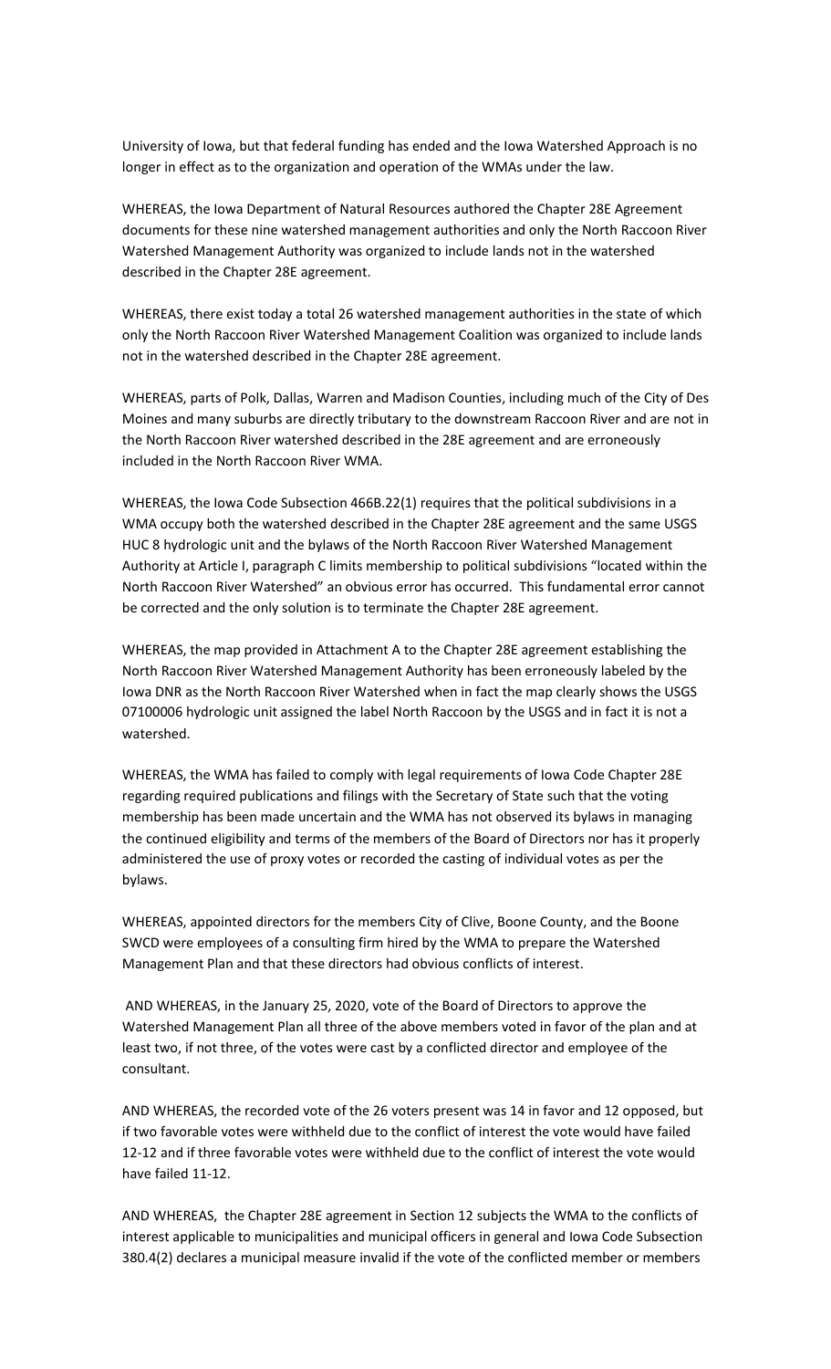University of Iowa, but that federal funding has ended and the Iowa Watershed Approach is no longer in effect as to the organization and operation of the WMAs under the law.

WHEREAS, the Iowa Department of Natural Resources authored the Chapter 28E Agreement documents for these nine watershed management authorities and only the North Raccoon River Watershed Management Authority was organized to include lands not in the watershed described in the Chapter 28E agreement.

WHEREAS, there exist today a total 26 watershed management authorities in the state of which only the North Raccoon River Watershed Management Coalition was organized to include lands not in the watershed described in the Chapter 28E agreement.

WHEREAS, parts of Polk, Dallas, Warren and Madison Counties, including much of the City of Des Moines and many suburbs are directly tributary to the downstream Raccoon River and are not in the North Raccoon River watershed described in the 28E agreement and are erroneously included in the North Raccoon River WMA.

WHEREAS, the Iowa Code Subsection 466B.22(1) requires that the political subdivisions in a WMA occupy both the watershed described in the Chapter 28E agreement and the same USGS HUC 8 hydrologic unit and the bylaws of the North Raccoon River Watershed Management Authority at Article I, paragraph C limits membership to political subdivisions "located within the North Raccoon River Watershed" an obvious error has occurred. This fundamental error cannot be corrected and the only solution is to terminate the Chapter 28E agreement.

WHEREAS, the map provided in Attachment A to the Chapter 28E agreement establishing the North Raccoon River Watershed Management Authority has been erroneously labeled by the Iowa DNR as the North Raccoon River Watershed when in fact the map clearly shows the USGS 07100006 hydrologic unit assigned the label North Raccoon by the USGS and in fact it is not a watershed.

WHEREAS, the WMA has failed to comply with legal requirements of Iowa Code Chapter 28E regarding required publications and filings with the Secretary of State such that the voting membership has been made uncertain and the WMA has not observed its bylaws in managing the continued eligibility and terms of the members of the Board of Directors nor has it properly administered the use of proxy votes or recorded the casting of individual votes as per the bylaws.

WHEREAS, appointed directors for the members City of Clive, Boone County, and the Boone SWCD were employees of a consulting firm hired by the WMA to prepare the Watershed Management Plan and that these directors had obvious conflicts of interest.

AND WHEREAS, in the January 25, 2020, vote of the Board of Directors to approve the Watershed Management Plan all three of the above members voted in favor of the plan and at least two, if not three, of the votes were cast by a conflicted director and employee of the consultant.

AND WHEREAS, the recorded vote of the 26 voters present was 14 in favor and 12 opposed, but if two favorable votes were withheld due to the conflict of interest the vote would have failed 12-12 and if three favorable votes were withheld due to the conflict of interest the vote would have failed 11-12.

AND WHEREAS, the Chapter 28E agreement in Section 12 subjects the WMA to the conflicts of interest applicable to municipalities and municipal officers in general and Iowa Code Subsection 380.4(2) declares a municipal measure invalid if the vote of the conflicted member or members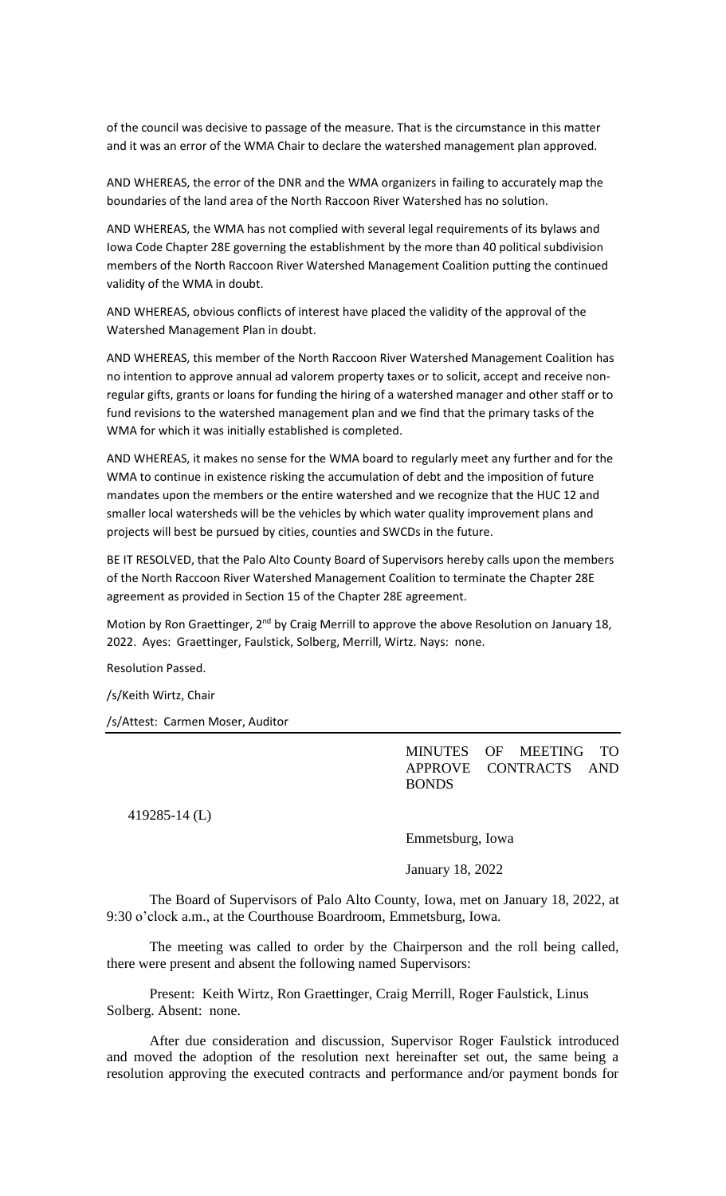of the council was decisive to passage of the measure. That is the circumstance in this matter and it was an error of the WMA Chair to declare the watershed management plan approved.

AND WHEREAS, the error of the DNR and the WMA organizers in failing to accurately map the boundaries of the land area of the North Raccoon River Watershed has no solution.

AND WHEREAS, the WMA has not complied with several legal requirements of its bylaws and Iowa Code Chapter 28E governing the establishment by the more than 40 political subdivision members of the North Raccoon River Watershed Management Coalition putting the continued validity of the WMA in doubt.

AND WHEREAS, obvious conflicts of interest have placed the validity of the approval of the Watershed Management Plan in doubt.

AND WHEREAS, this member of the North Raccoon River Watershed Management Coalition has no intention to approve annual ad valorem property taxes or to solicit, accept and receive non-regular gifts, grants or loans for funding the hiring of a watershed manager and other staff or to fund revisions to the watershed management plan and we find that the primary tasks of the WMA for which it was initially established is completed.

AND WHEREAS, it makes no sense for the WMA board to regularly meet any further and for the WMA to continue in existence risking the accumulation of debt and the imposition of future mandates upon the members or the entire watershed and we recognize that the HUC 12 and smaller local watersheds will be the vehicles by which water quality improvement plans and projects will best be pursued by cities, counties and SWCDs in the future.

BE IT RESOLVED, that the Palo Alto County Board of Supervisors hereby calls upon the members of the North Raccoon River Watershed Management Coalition to terminate the Chapter 28E agreement as provided in Section 15 of the Chapter 28E agreement.

Motion by Ron Graettinger, 2nd by Craig Merrill to approve the above Resolution on January 18, 2022. Ayes: Graettinger, Faulstick, Solberg, Merrill, Wirtz. Nays: none.

Resolution Passed.

/s/Keith Wirtz, Chair

/s/Attest: Carmen Moser, Auditor

---

MINUTES OF MEETING TO APPROVE CONTRACTS AND BONDS

419285-14 (L)

Emmetsburg, Iowa

January 18, 2022

The Board of Supervisors of Palo Alto County, Iowa, met on January 18, 2022, at 9:30 o'clock a.m., at the Courthouse Boardroom, Emmetsburg, Iowa.

The meeting was called to order by the Chairperson and the roll being called, there were present and absent the following named Supervisors:

Present: Keith Wirtz, Ron Graettinger, Craig Merrill, Roger Faulstick, Linus Solberg. Absent: none.

After due consideration and discussion, Supervisor Roger Faulstick introduced and moved the adoption of the resolution next hereinafter set out, the same being a resolution approving the executed contracts and performance and/or payment bonds for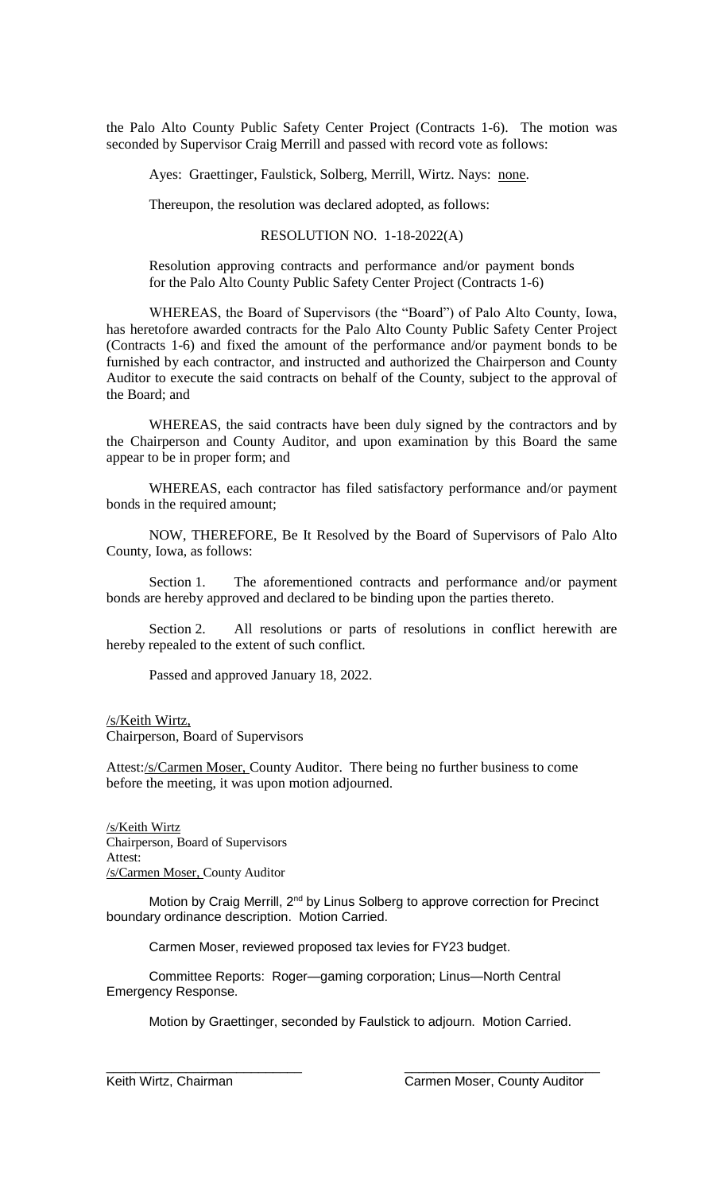the Palo Alto County Public Safety Center Project (Contracts 1-6). The motion was seconded by Supervisor Craig Merrill and passed with record vote as follows:

Ayes: Graettinger, Faulstick, Solberg, Merrill, Wirtz. Nays: none.

Thereupon, the resolution was declared adopted, as follows:

RESOLUTION NO. 1-18-2022(A)

Resolution approving contracts and performance and/or payment bonds for the Palo Alto County Public Safety Center Project (Contracts 1-6)

WHEREAS, the Board of Supervisors (the "Board") of Palo Alto County, Iowa, has heretofore awarded contracts for the Palo Alto County Public Safety Center Project (Contracts 1-6) and fixed the amount of the performance and/or payment bonds to be furnished by each contractor, and instructed and authorized the Chairperson and County Auditor to execute the said contracts on behalf of the County, subject to the approval of the Board; and

WHEREAS, the said contracts have been duly signed by the contractors and by the Chairperson and County Auditor, and upon examination by this Board the same appear to be in proper form; and

WHEREAS, each contractor has filed satisfactory performance and/or payment bonds in the required amount;

NOW, THEREFORE, Be It Resolved by the Board of Supervisors of Palo Alto County, Iowa, as follows:

Section 1. The aforementioned contracts and performance and/or payment bonds are hereby approved and declared to be binding upon the parties thereto.

Section 2. All resolutions or parts of resolutions in conflict herewith are hereby repealed to the extent of such conflict.

Passed and approved January 18, 2022.

/s/Keith Wirtz,
Chairperson, Board of Supervisors

Attest:/s/Carmen Moser, County Auditor. There being no further business to come before the meeting, it was upon motion adjourned.

/s/Keith Wirtz
Chairperson, Board of Supervisors
Attest:
/s/Carmen Moser, County Auditor

Motion by Craig Merrill, 2nd by Linus Solberg to approve correction for Precinct boundary ordinance description. Motion Carried.

Carmen Moser, reviewed proposed tax levies for FY23 budget.

Committee Reports: Roger—gaming corporation; Linus—North Central Emergency Response.

Motion by Graettinger, seconded by Faulstick to adjourn. Motion Carried.

\_\_\_\_\_\_\_\_\_\_\_\_\_\_\_\_\_\_\_\_\_\_\_\_\_\_\_\_ \_\_\_\_\_\_\_\_\_\_\_\_\_\_\_\_\_\_\_\_\_\_\_\_\_\_\_\_
Keith Wirtz, Chairman Carmen Moser, County Auditor